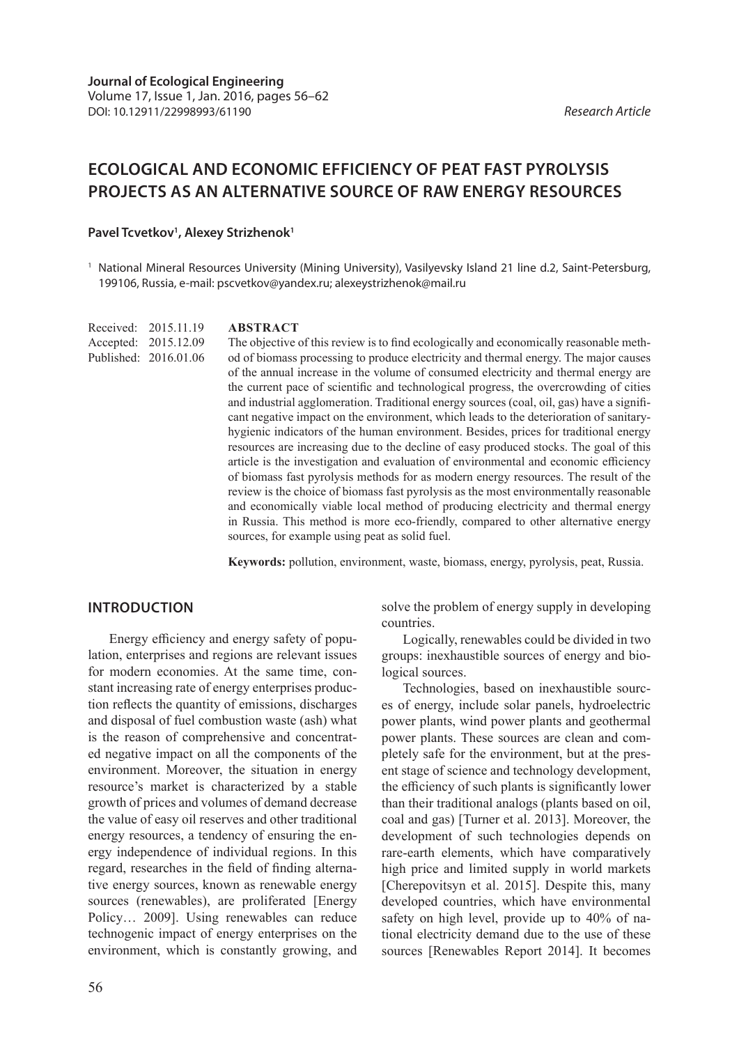**Journal of Ecological Engineering**
Volume 17, Issue 1, Jan. 2016, pages 56–62
DOI: 10.12911/22998993/61190

*Research Article*

# ECOLOGICAL AND ECONOMIC EFFICIENCY OF PEAT FAST PYROLYSIS PROJECTS AS AN ALTERNATIVE SOURCE OF RAW ENERGY RESOURCES

**Pavel Tcvetkov[1], Alexey Strizhenok[1]**

[1] National Mineral Resources University (Mining University), Vasilyevsky Island 21 line d.2, Saint-Petersburg, 199106, Russia, e-mail: pscvetkov@yandex.ru; alexeystrizhenok@mail.ru

Received: 2015.11.19
Accepted: 2015.12.09
Published: 2016.01.06

## ABSTRACT

The objective of this review is to find ecologically and economically reasonable method of biomass processing to produce electricity and thermal energy. The major causes of the annual increase in the volume of consumed electricity and thermal energy are the current pace of scientific and technological progress, the overcrowding of cities and industrial agglomeration. Traditional energy sources (coal, oil, gas) have a significant negative impact on the environment, which leads to the deterioration of sanitary-hygienic indicators of the human environment. Besides, prices for traditional energy resources are increasing due to the decline of easy produced stocks. The goal of this article is the investigation and evaluation of environmental and economic efficiency of biomass fast pyrolysis methods for as modern energy resources. The result of the review is the choice of biomass fast pyrolysis as the most environmentally reasonable and economically viable local method of producing electricity and thermal energy in Russia. This method is more eco-friendly, compared to other alternative energy sources, for example using peat as solid fuel.

**Keywords:** pollution, environment, waste, biomass, energy, pyrolysis, peat, Russia.

## INTRODUCTION

Energy efficiency and energy safety of population, enterprises and regions are relevant issues for modern economies. At the same time, constant increasing rate of energy enterprises production reflects the quantity of emissions, discharges and disposal of fuel combustion waste (ash) what is the reason of comprehensive and concentrated negative impact on all the components of the environment. Moreover, the situation in energy resource's market is characterized by a stable growth of prices and volumes of demand decrease the value of easy oil reserves and other traditional energy resources, a tendency of ensuring the energy independence of individual regions. In this regard, researches in the field of finding alternative energy sources, known as renewable energy sources (renewables), are proliferated [Energy Policy… 2009]. Using renewables can reduce technogenic impact of energy enterprises on the environment, which is constantly growing, and solve the problem of energy supply in developing countries.

Logically, renewables could be divided in two groups: inexhaustible sources of energy and biological sources.

Technologies, based on inexhaustible sources of energy, include solar panels, hydroelectric power plants, wind power plants and geothermal power plants. These sources are clean and completely safe for the environment, but at the present stage of science and technology development, the efficiency of such plants is significantly lower than their traditional analogs (plants based on oil, coal and gas) [Turner et al. 2013]. Moreover, the development of such technologies depends on rare-earth elements, which have comparatively high price and limited supply in world markets [Cherepovitsyn et al. 2015]. Despite this, many developed countries, which have environmental safety on high level, provide up to 40% of national electricity demand due to the use of these sources [Renewables Report 2014]. It becomes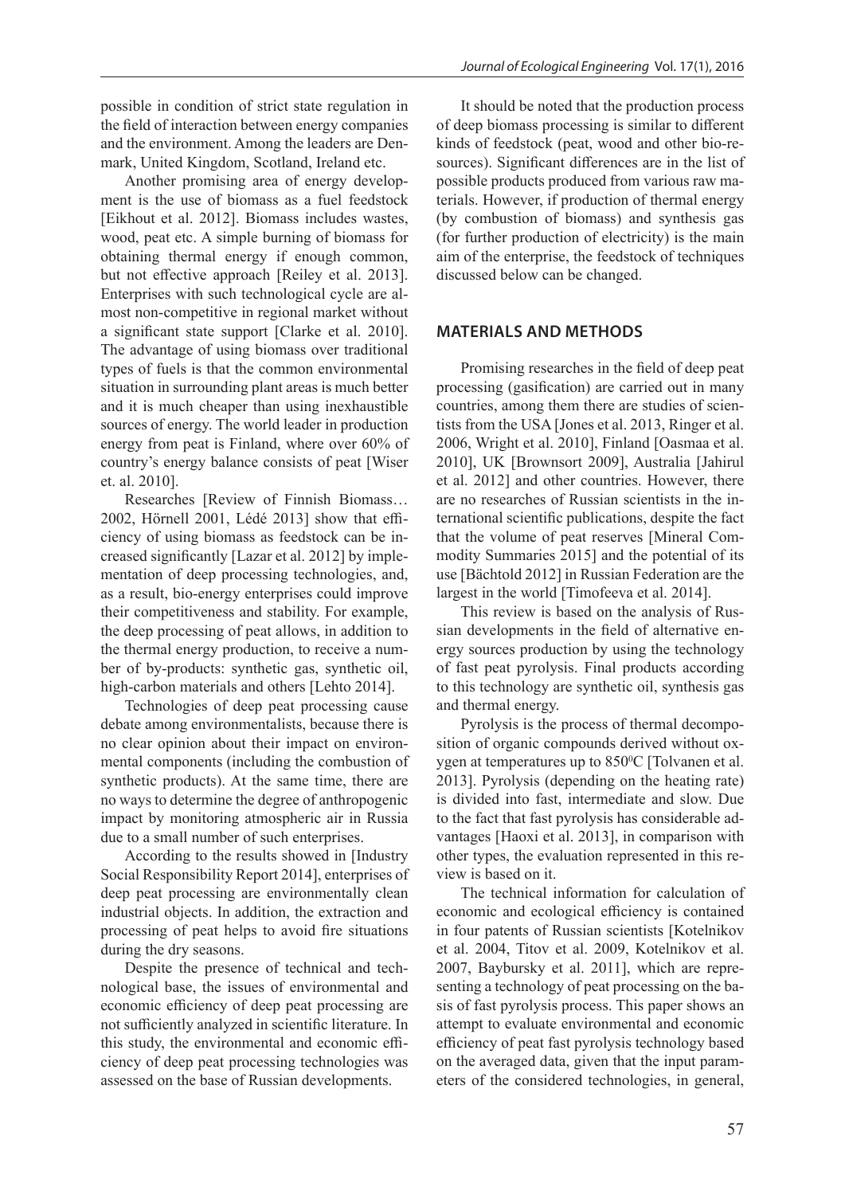possible in condition of strict state regulation in the field of interaction between energy companies and the environment. Among the leaders are Denmark, United Kingdom, Scotland, Ireland etc.

Another promising area of energy development is the use of biomass as a fuel feedstock [Eikhout et al. 2012]. Biomass includes wastes, wood, peat etc. A simple burning of biomass for obtaining thermal energy if enough common, but not effective approach [Reiley et al. 2013]. Enterprises with such technological cycle are almost non-competitive in regional market without a significant state support [Clarke et al. 2010]. The advantage of using biomass over traditional types of fuels is that the common environmental situation in surrounding plant areas is much better and it is much cheaper than using inexhaustible sources of energy. The world leader in production energy from peat is Finland, where over 60% of country's energy balance consists of peat [Wiser et. al. 2010].

Researches [Review of Finnish Biomass… 2002, Hörnell 2001, Lédé 2013] show that efficiency of using biomass as feedstock can be increased significantly [Lazar et al. 2012] by implementation of deep processing technologies, and, as a result, bio-energy enterprises could improve their competitiveness and stability. For example, the deep processing of peat allows, in addition to the thermal energy production, to receive a number of by-products: synthetic gas, synthetic oil, high-carbon materials and others [Lehto 2014].

Technologies of deep peat processing cause debate among environmentalists, because there is no clear opinion about their impact on environmental components (including the combustion of synthetic products). At the same time, there are no ways to determine the degree of anthropogenic impact by monitoring atmospheric air in Russia due to a small number of such enterprises.

According to the results showed in [Industry Social Responsibility Report 2014], enterprises of deep peat processing are environmentally clean industrial objects. In addition, the extraction and processing of peat helps to avoid fire situations during the dry seasons.

Despite the presence of technical and technological base, the issues of environmental and economic efficiency of deep peat processing are not sufficiently analyzed in scientific literature. In this study, the environmental and economic efficiency of deep peat processing technologies was assessed on the base of Russian developments.

It should be noted that the production process of deep biomass processing is similar to different kinds of feedstock (peat, wood and other bio-resources). Significant differences are in the list of possible products produced from various raw materials. However, if production of thermal energy (by combustion of biomass) and synthesis gas (for further production of electricity) is the main aim of the enterprise, the feedstock of techniques discussed below can be changed.

## MATERIALS AND METHODS

Promising researches in the field of deep peat processing (gasification) are carried out in many countries, among them there are studies of scientists from the USA [Jones et al. 2013, Ringer et al. 2006, Wright et al. 2010], Finland [Oasmaa et al. 2010], UK [Brownsort 2009], Australia [Jahirul et al. 2012] and other countries. However, there are no researches of Russian scientists in the international scientific publications, despite the fact that the volume of peat reserves [Mineral Commodity Summaries 2015] and the potential of its use [Bächtold 2012] in Russian Federation are the largest in the world [Timofeeva et al. 2014].

This review is based on the analysis of Russian developments in the field of alternative energy sources production by using the technology of fast peat pyrolysis. Final products according to this technology are synthetic oil, synthesis gas and thermal energy.

Pyrolysis is the process of thermal decomposition of organic compounds derived without oxygen at temperatures up to $850^0$C [Tolvanen et al. 2013]. Pyrolysis (depending on the heating rate) is divided into fast, intermediate and slow. Due to the fact that fast pyrolysis has considerable advantages [Haoxi et al. 2013], in comparison with other types, the evaluation represented in this review is based on it.

The technical information for calculation of economic and ecological efficiency is contained in four patents of Russian scientists [Kotelnikov et al. 2004, Titov et al. 2009, Kotelnikov et al. 2007, Baybursky et al. 2011], which are representing a technology of peat processing on the basis of fast pyrolysis process. This paper shows an attempt to evaluate environmental and economic efficiency of peat fast pyrolysis technology based on the averaged data, given that the input parameters of the considered technologies, in general,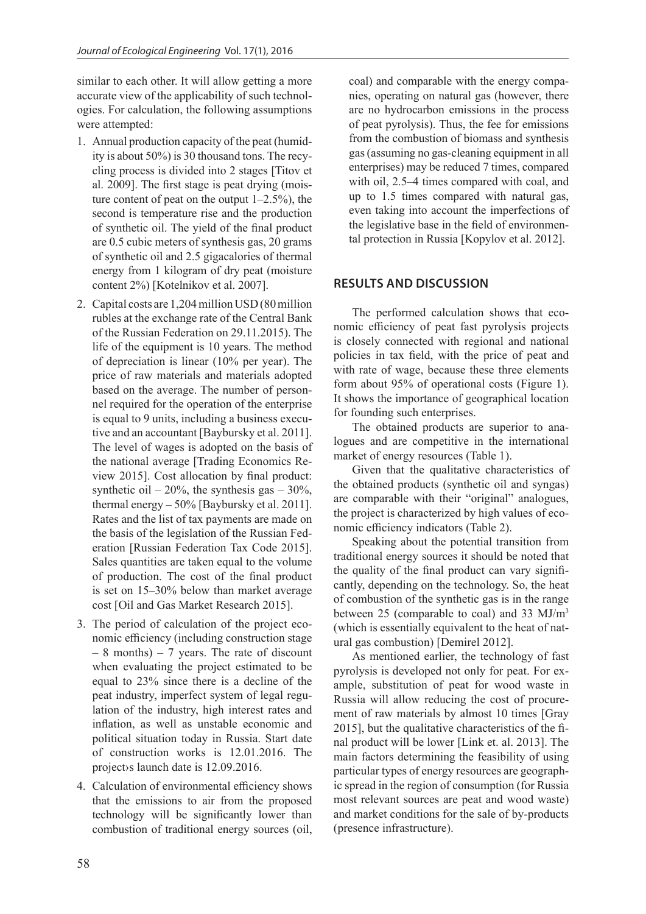similar to each other. It will allow getting a more accurate view of the applicability of such technologies. For calculation, the following assumptions were attempted:

1. Annual production capacity of the peat (humidity is about 50%) is 30 thousand tons. The recycling process is divided into 2 stages [Titov et al. 2009]. The first stage is peat drying (moisture content of peat on the output 1–2.5%), the second is temperature rise and the production of synthetic oil. The yield of the final product are 0.5 cubic meters of synthesis gas, 20 grams of synthetic oil and 2.5 gigacalories of thermal energy from 1 kilogram of dry peat (moisture content 2%) [Kotelnikov et al. 2007].
2. Capital costs are 1,204 million USD (80 million rubles at the exchange rate of the Central Bank of the Russian Federation on 29.11.2015). The life of the equipment is 10 years. The method of depreciation is linear (10% per year). The price of raw materials and materials adopted based on the average. The number of personnel required for the operation of the enterprise is equal to 9 units, including a business executive and an accountant [Baybursky et al. 2011]. The level of wages is adopted on the basis of the national average [Trading Economics Review 2015]. Cost allocation by final product: synthetic oil – 20%, the synthesis gas – 30%, thermal energy – 50% [Baybursky et al. 2011]. Rates and the list of tax payments are made on the basis of the legislation of the Russian Federation [Russian Federation Tax Code 2015]. Sales quantities are taken equal to the volume of production. The cost of the final product is set on 15–30% below than market average cost [Oil and Gas Market Research 2015].
3. The period of calculation of the project economic efficiency (including construction stage – 8 months) – 7 years. The rate of discount when evaluating the project estimated to be equal to 23% since there is a decline of the peat industry, imperfect system of legal regulation of the industry, high interest rates and inflation, as well as unstable economic and political situation today in Russia. Start date of construction works is 12.01.2016. The project›s launch date is 12.09.2016.
4. Calculation of environmental efficiency shows that the emissions to air from the proposed technology will be significantly lower than combustion of traditional energy sources (oil, coal) and comparable with the energy companies, operating on natural gas (however, there are no hydrocarbon emissions in the process of peat pyrolysis). Thus, the fee for emissions from the combustion of biomass and synthesis gas (assuming no gas-cleaning equipment in all enterprises) may be reduced 7 times, compared with oil, 2.5–4 times compared with coal, and up to 1.5 times compared with natural gas, even taking into account the imperfections of the legislative base in the field of environmental protection in Russia [Kopylov et al. 2012].

## RESULTS AND DISCUSSION

The performed calculation shows that economic efficiency of peat fast pyrolysis projects is closely connected with regional and national policies in tax field, with the price of peat and with rate of wage, because these three elements form about 95% of operational costs (Figure 1). It shows the importance of geographical location for founding such enterprises.

The obtained products are superior to analogues and are competitive in the international market of energy resources (Table 1).

Given that the qualitative characteristics of the obtained products (synthetic oil and syngas) are comparable with their "original" analogues, the project is characterized by high values of economic efficiency indicators (Table 2).

Speaking about the potential transition from traditional energy sources it should be noted that the quality of the final product can vary significantly, depending on the technology. So, the heat of combustion of the synthetic gas is in the range between 25 (comparable to coal) and 33 MJ/m$^3$ (which is essentially equivalent to the heat of natural gas combustion) [Demirel 2012].

As mentioned earlier, the technology of fast pyrolysis is developed not only for peat. For example, substitution of peat for wood waste in Russia will allow reducing the cost of procurement of raw materials by almost 10 times [Gray 2015], but the qualitative characteristics of the final product will be lower [Link et. al. 2013]. The main factors determining the feasibility of using particular types of energy resources are geographic spread in the region of consumption (for Russia most relevant sources are peat and wood waste) and market conditions for the sale of by-products (presence infrastructure).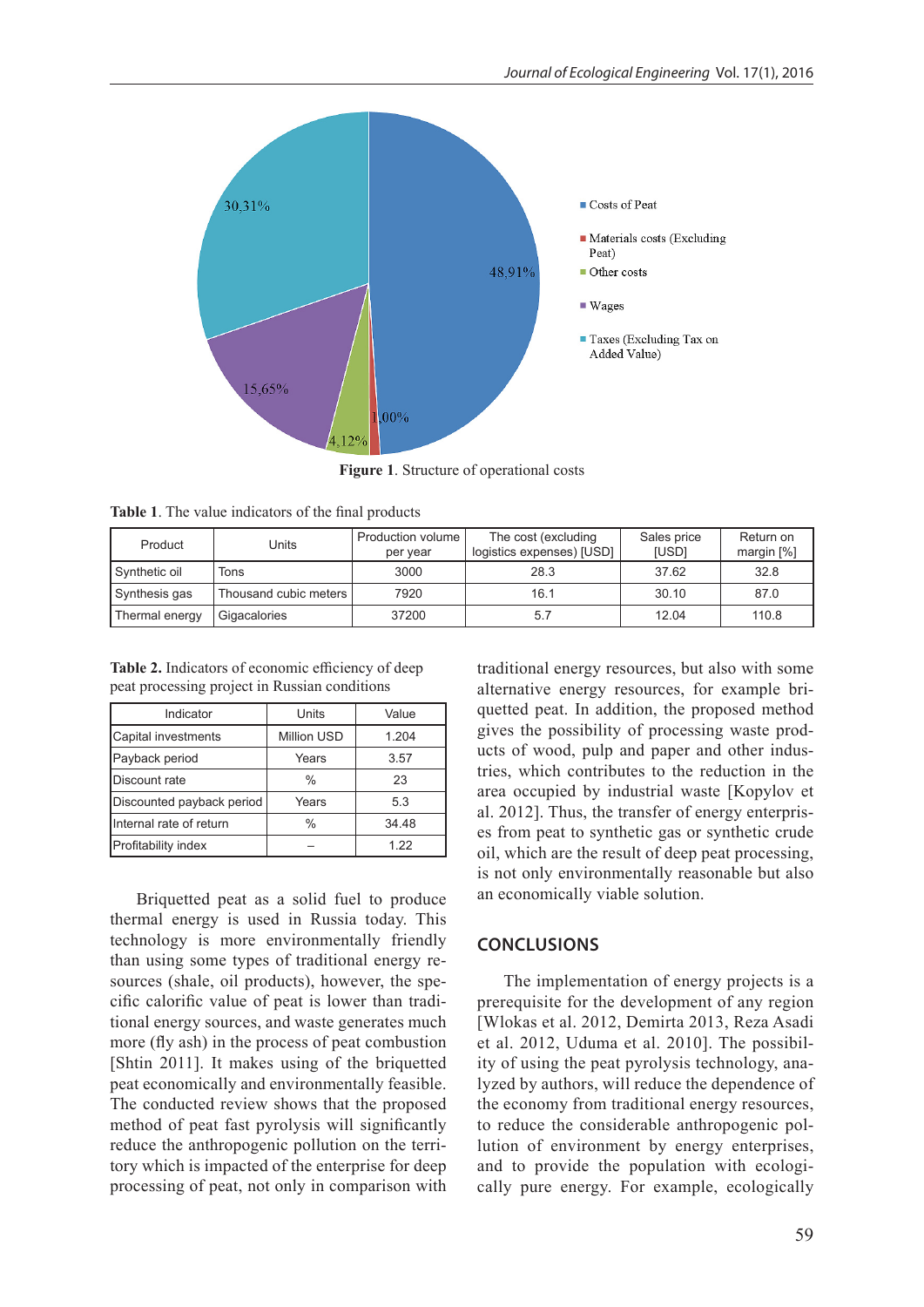Figure 1. Structure of operational costs

Table 1. The value indicators of the final products

| Product | Units | Production volume per year | The cost (excluding logistics expenses) [USD] | Sales price [USD] | Return on margin [%] |
|---|---|---|---|---|---|
| Synthetic oil | Tons | 3000 | 28.3 | 37.62 | 32.8 |
| Synthesis gas | Thousand cubic meters | 7920 | 16.1 | 30.10 | 87.0 |
| Thermal energy | Gigacalories | 37200 | 5.7 | 12.04 | 110.8 |

Table 2. Indicators of economic efficiency of deep peat processing project in Russian conditions

| Indicator | Units | Value |
|---|---|---|
| Capital investments | Million USD | 1.204 |
| Payback period | Years | 3.57 |
| Discount rate | % | 23 |
| Discounted payback period | Years | 5.3 |
| Internal rate of return | % | 34.48 |
| Profitability index | – | 1.22 |

Briquetted peat as a solid fuel to produce thermal energy is used in Russia today. This technology is more environmentally friendly than using some types of traditional energy resources (shale, oil products), however, the specific calorific value of peat is lower than traditional energy sources, and waste generates much more (fly ash) in the process of peat combustion [Shtin 2011]. It makes using of the briquetted peat economically and environmentally feasible. The conducted review shows that the proposed method of peat fast pyrolysis will significantly reduce the anthropogenic pollution on the territory which is impacted of the enterprise for deep processing of peat, not only in comparison with traditional energy resources, but also with some alternative energy resources, for example briquetted peat. In addition, the proposed method gives the possibility of processing waste products of wood, pulp and paper and other industries, which contributes to the reduction in the area occupied by industrial waste [Kopylov et al. 2012]. Thus, the transfer of energy enterprises from peat to synthetic gas or synthetic crude oil, which are the result of deep peat processing, is not only environmentally reasonable but also an economically viable solution.

## CONCLUSIONS

The implementation of energy projects is a prerequisite for the development of any region [Wlokas et al. 2012, Demirta 2013, Reza Asadi et al. 2012, Uduma et al. 2010]. The possibility of using the peat pyrolysis technology, analyzed by authors, will reduce the dependence of the economy from traditional energy resources, to reduce the considerable anthropogenic pollution of environment by energy enterprises, and to provide the population with ecologically pure energy. For example, ecologically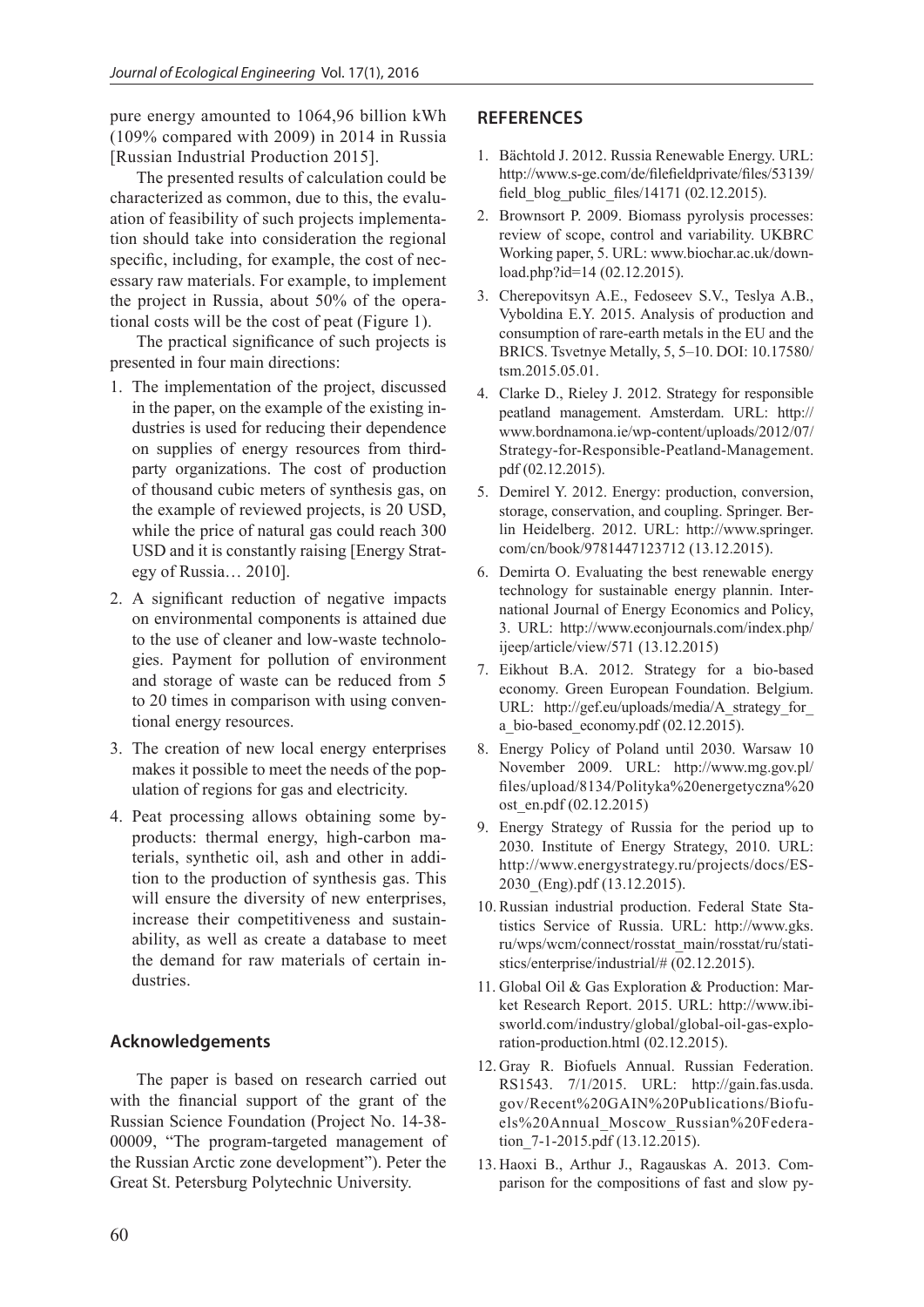pure energy amounted to 1064,96 billion kWh (109% compared with 2009) in 2014 in Russia [Russian Industrial Production 2015].

The presented results of calculation could be characterized as common, due to this, the evaluation of feasibility of such projects implementation should take into consideration the regional specific, including, for example, the cost of necessary raw materials. For example, to implement the project in Russia, about 50% of the operational costs will be the cost of peat (Figure 1).

The practical significance of such projects is presented in four main directions:

1. The implementation of the project, discussed in the paper, on the example of the existing industries is used for reducing their dependence on supplies of energy resources from third-party organizations. The cost of production of thousand cubic meters of synthesis gas, on the example of reviewed projects, is 20 USD, while the price of natural gas could reach 300 USD and it is constantly raising [Energy Strategy of Russia… 2010].
2. A significant reduction of negative impacts on environmental components is attained due to the use of cleaner and low-waste technologies. Payment for pollution of environment and storage of waste can be reduced from 5 to 20 times in comparison with using conventional energy resources.
3. The creation of new local energy enterprises makes it possible to meet the needs of the population of regions for gas and electricity.
4. Peat processing allows obtaining some by-products: thermal energy, high-carbon materials, synthetic oil, ash and other in addition to the production of synthesis gas. This will ensure the diversity of new enterprises, increase their competitiveness and sustainability, as well as create a database to meet the demand for raw materials of certain industries.

## Acknowledgements

The paper is based on research carried out with the financial support of the grant of the Russian Science Foundation (Project No. 14-38-00009, "The program-targeted management of the Russian Arctic zone development"). Peter the Great St. Petersburg Polytechnic University.

## REFERENCES

1. Bächtold J. 2012. Russia Renewable Energy. URL: http://www.s-ge.com/de/filefieldprivate/files/53139/field_blog_public_files/14171 (02.12.2015).
2. Brownsort P. 2009. Biomass pyrolysis processes: review of scope, control and variability. UKBRC Working paper, 5. URL: www.biochar.ac.uk/download.php?id=14 (02.12.2015).
3. Cherepovitsyn A.E., Fedoseev S.V., Teslya A.B., Vyboldina E.Y. 2015. Analysis of production and consumption of rare-earth metals in the EU and the BRICS. Tsvetnye Metally, 5, 5–10. DOI: 10.17580/tsm.2015.05.01.
4. Clarke D., Rieley J. 2012. Strategy for responsible peatland management. Amsterdam. URL: http://www.bordnamona.ie/wp-content/uploads/2012/07/Strategy-for-Responsible-Peatland-Management.pdf (02.12.2015).
5. Demirel Y. 2012. Energy: production, conversion, storage, conservation, and coupling. Springer. Berlin Heidelberg. 2012. URL: http://www.springer.com/cn/book/9781447123712 (13.12.2015).
6. Demirta O. Evaluating the best renewable energy technology for sustainable energy plannin. International Journal of Energy Economics and Policy, 3. URL: http://www.econjournals.com/index.php/ijeep/article/view/571 (13.12.2015)
7. Eikhout B.A. 2012. Strategy for a bio-based economy. Green European Foundation. Belgium. URL: http://gef.eu/uploads/media/A_strategy_for_a_bio-based_economy.pdf (02.12.2015).
8. Energy Policy of Poland until 2030. Warsaw 10 November 2009. URL: http://www.mg.gov.pl/files/upload/8134/Polityka%20energetyczna%20ost_en.pdf (02.12.2015)
9. Energy Strategy of Russia for the period up to 2030. Institute of Energy Strategy, 2010. URL: http://www.energystrategy.ru/projects/docs/ES-2030_(Eng).pdf (13.12.2015).
10. Russian industrial production. Federal State Statistics Service of Russia. URL: http://www.gks.ru/wps/wcm/connect/rosstat_main/rosstat/ru/statistics/enterprise/industrial/# (02.12.2015).
11. Global Oil & Gas Exploration & Production: Market Research Report. 2015. URL: http://www.ibisworld.com/industry/global/global-oil-gas-exploration-production.html (02.12.2015).
12. Gray R. Biofuels Annual. Russian Federation. RS1543. 7/1/2015. URL: http://gain.fas.usda.gov/Recent%20GAIN%20Publications/Biofuels%20Annual_Moscow_Russian%20Federation_7-1-2015.pdf (13.12.2015).
13. Haoxi B., Arthur J., Ragauskas A. 2013. Comparison for the compositions of fast and slow py-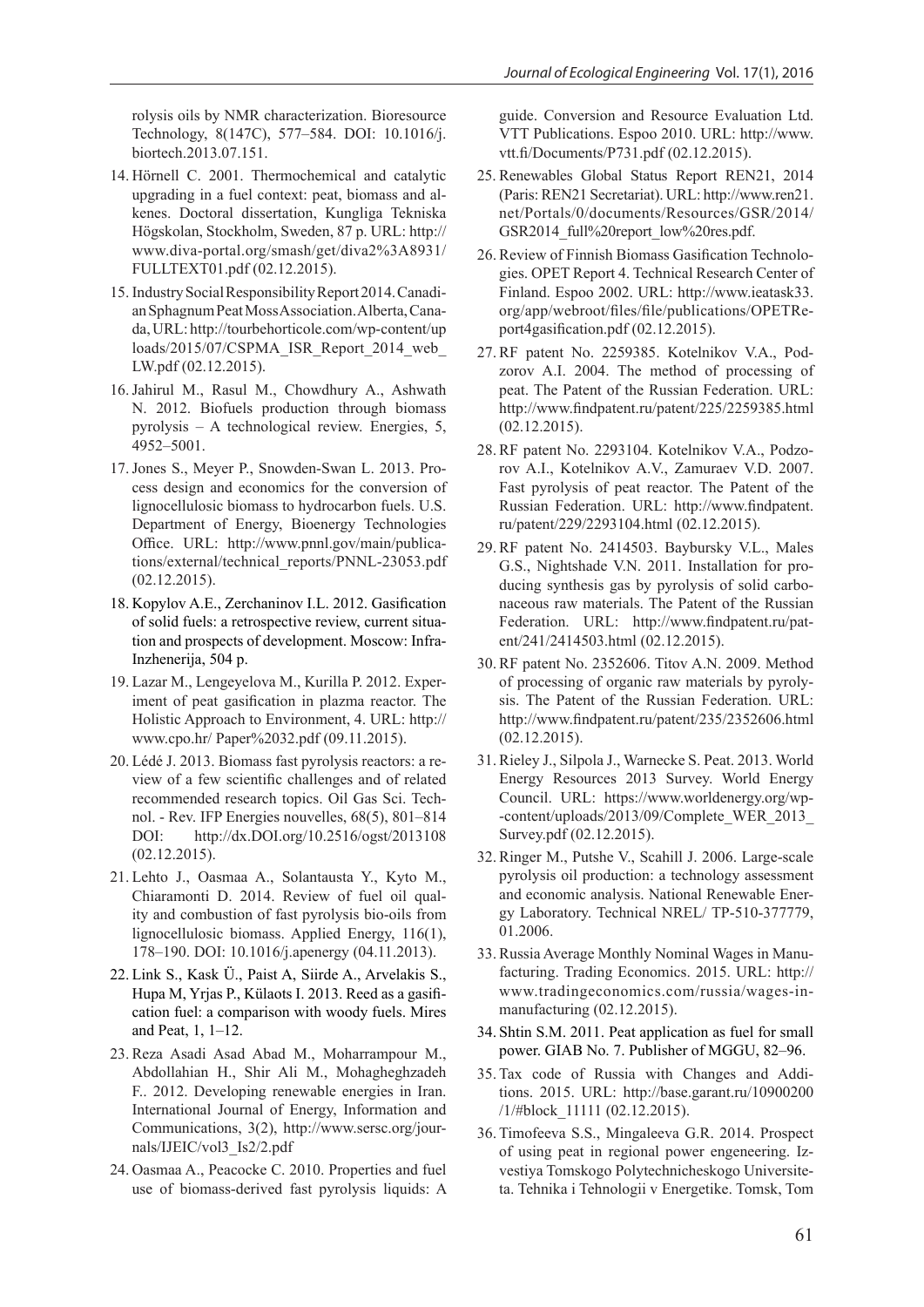rolysis oils by NMR characterization. Bioresource Technology, 8(147C), 577–584. DOI: 10.1016/j.biortech.2013.07.151.

14. Hörnell C. 2001. Thermochemical and catalytic upgrading in a fuel context: peat, biomass and alkenes. Doctoral dissertation, Kungliga Tekniska Högskolan, Stockholm, Sweden, 87 p. URL: http://www.diva-portal.org/smash/get/diva2%3A8931/FULLTEXT01.pdf (02.12.2015).
15. Industry Social Responsibility Report 2014. Canadian Sphagnum Peat Moss Association. Alberta, Canada, URL: http://tourbehorticole.com/wp-content/uploads/2015/07/CSPMA_ISR_Report_2014_web_LW.pdf (02.12.2015).
16. Jahirul M., Rasul M., Chowdhury A., Ashwath N. 2012. Biofuels production through biomass pyrolysis – A technological review. Energies, 5, 4952–5001.
17. Jones S., Meyer P., Snowden-Swan L. 2013. Process design and economics for the conversion of lignocellulosic biomass to hydrocarbon fuels. U.S. Department of Energy, Bioenergy Technologies Office. URL: http://www.pnnl.gov/main/publications/external/technical_reports/PNNL-23053.pdf (02.12.2015).
18. Kopylov A.E., Zerchaninov I.L. 2012. Gasification of solid fuels: a retrospective review, current situation and prospects of development. Moscow: Infra-Inzhenerija, 504 p.
19. Lazar M., Lengeyelova M., Kurilla P. 2012. Experiment of peat gasification in plazma reactor. The Holistic Approach to Environment, 4. URL: http://www.cpo.hr/ Paper%2032.pdf (09.11.2015).
20. Lédé J. 2013. Biomass fast pyrolysis reactors: a review of a few scientific challenges and of related recommended research topics. Oil Gas Sci. Technol. - Rev. IFP Energies nouvelles, 68(5), 801–814 DOI: http://dx.DOI.org/10.2516/ogst/2013108 (02.12.2015).
21. Lehto J., Oasmaa A., Solantausta Y., Kyto M., Chiaramonti D. 2014. Review of fuel oil quality and combustion of fast pyrolysis bio-oils from lignocellulosic biomass. Applied Energy, 116(1), 178–190. DOI: 10.1016/j.apenergy (04.11.2013).
22. Link S., Kask Ü., Paist A, Siirde A., Arvelakis S., Hupa M, Yrjas P., Külaots I. 2013. Reed as a gasification fuel: a comparison with woody fuels. Mires and Peat, 1, 1–12.
23. Reza Asadi Asad Abad M., Moharrampour M., Abdollahian H., Shir Ali M., Mohagheghzadeh F.. 2012. Developing renewable energies in Iran. International Journal of Energy, Information and Communications, 3(2), http://www.sersc.org/journals/IJEIC/vol3_Is2/2.pdf
24. Oasmaa A., Peacocke C. 2010. Properties and fuel use of biomass-derived fast pyrolysis liquids: A guide. Conversion and Resource Evaluation Ltd. VTT Publications. Espoo 2010. URL: http://www.vtt.fi/Documents/P731.pdf (02.12.2015).
25. Renewables Global Status Report REN21, 2014 (Paris: REN21 Secretariat). URL: http://www.ren21.net/Portals/0/documents/Resources/GSR/2014/GSR2014_full%20report_low%20res.pdf.
26. Review of Finnish Biomass Gasification Technologies. OPET Report 4. Technical Research Center of Finland. Espoo 2002. URL: http://www.ieatask33.org/app/webroot/files/file/publications/OPETReport4gasification.pdf (02.12.2015).
27. RF patent No. 2259385. Kotelnikov V.A., Podzorov A.I. 2004. The method of processing of peat. The Patent of the Russian Federation. URL: http://www.findpatent.ru/patent/225/2259385.html (02.12.2015).
28. RF patent No. 2293104. Kotelnikov V.A., Podzorov A.I., Kotelnikov A.V., Zamuraev V.D. 2007. Fast pyrolysis of peat reactor. The Patent of the Russian Federation. URL: http://www.findpatent.ru/patent/229/2293104.html (02.12.2015).
29. RF patent No. 2414503. Baybursky V.L., Males G.S., Nightshade V.N. 2011. Installation for producing synthesis gas by pyrolysis of solid carbonaceous raw materials. The Patent of the Russian Federation. URL: http://www.findpatent.ru/patent/241/2414503.html (02.12.2015).
30. RF patent No. 2352606. Titov A.N. 2009. Method of processing of organic raw materials by pyrolysis. The Patent of the Russian Federation. URL: http://www.findpatent.ru/patent/235/2352606.html (02.12.2015).
31. Rieley J., Silpola J., Warnecke S. Peat. 2013. World Energy Resources 2013 Survey. World Energy Council. URL: https://www.worldenergy.org/wp--content/uploads/2013/09/Complete_WER_2013_Survey.pdf (02.12.2015).
32. Ringer M., Putshe V., Scahill J. 2006. Large-scale pyrolysis oil production: a technology assessment and economic analysis. National Renewable Energy Laboratory. Technical NREL/ TP-510-377779, 01.2006.
33. Russia Average Monthly Nominal Wages in Manufacturing. Trading Economics. 2015. URL: http://www.tradingeconomics.com/russia/wages-in-manufacturing (02.12.2015).
34. Shtin S.M. 2011. Peat application as fuel for small power. GIAB No. 7. Publisher of MGGU, 82–96.
35. Tax code of Russia with Changes and Additions. 2015. URL: http://base.garant.ru/10900200/1/#block_11111 (02.12.2015).
36. Timofeeva S.S., Mingaleeva G.R. 2014. Prospect of using peat in regional power engeneering. Izvestiya Tomskogo Polytechnicheskogo Universiteta. Tehnika i Tehnologii v Energetike. Tomsk, Tom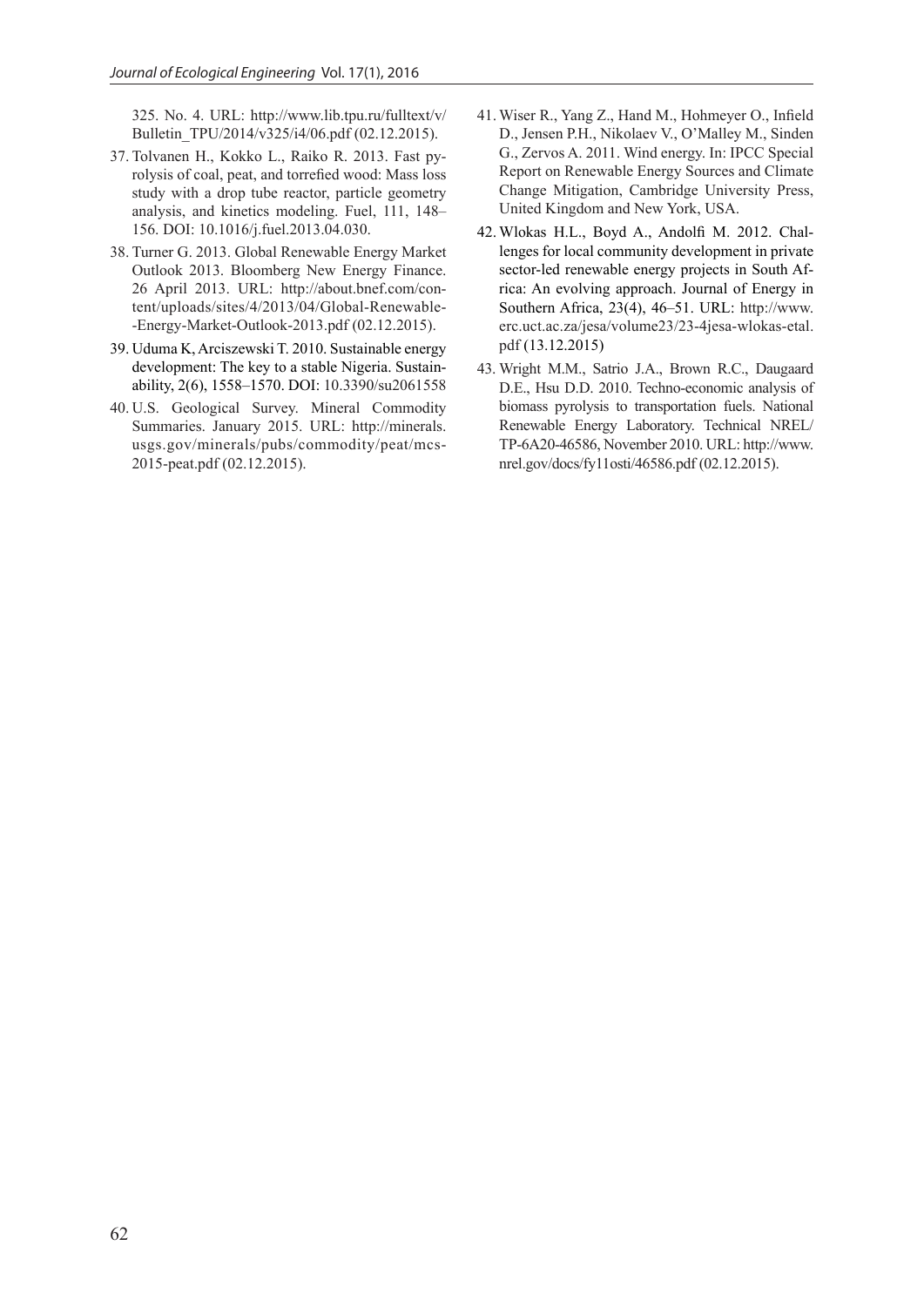325. No. 4. URL: http://www.lib.tpu.ru/fulltext/v/Bulletin_TPU/2014/v325/i4/06.pdf (02.12.2015).

37. Tolvanen H., Kokko L., Raiko R. 2013. Fast pyrolysis of coal, peat, and torrefied wood: Mass loss study with a drop tube reactor, particle geometry analysis, and kinetics modeling. Fuel, 111, 148–156. DOI: 10.1016/j.fuel.2013.04.030.

38. Turner G. 2013. Global Renewable Energy Market Outlook 2013. Bloomberg New Energy Finance. 26 April 2013. URL: http://about.bnef.com/content/uploads/sites/4/2013/04/Global-Renewable--Energy-Market-Outlook-2013.pdf (02.12.2015).

39. Uduma K, Arciszewski T. 2010. Sustainable energy development: The key to a stable Nigeria. Sustainability, 2(6), 1558–1570. DOI: 10.3390/su2061558

40. U.S. Geological Survey. Mineral Commodity Summaries. January 2015. URL: http://minerals.usgs.gov/minerals/pubs/commodity/peat/mcs-2015-peat.pdf (02.12.2015).

41. Wiser R., Yang Z., Hand M., Hohmeyer O., Infield D., Jensen P.H., Nikolaev V., O'Malley M., Sinden G., Zervos A. 2011. Wind energy. In: IPCC Special Report on Renewable Energy Sources and Climate Change Mitigation, Cambridge University Press, United Kingdom and New York, USA.

42. Wlokas H.L., Boyd A., Andolfi M. 2012. Challenges for local community development in private sector-led renewable energy projects in South Africa: An evolving approach. Journal of Energy in Southern Africa, 23(4), 46–51. URL: http://www.erc.uct.ac.za/jesa/volume23/23-4jesa-wlokas-etal.pdf (13.12.2015)

43. Wright M.M., Satrio J.A., Brown R.C., Daugaard D.E., Hsu D.D. 2010. Techno-economic analysis of biomass pyrolysis to transportation fuels. National Renewable Energy Laboratory. Technical NREL/TP-6A20-46586, November 2010. URL: http://www.nrel.gov/docs/fy11osti/46586.pdf (02.12.2015).